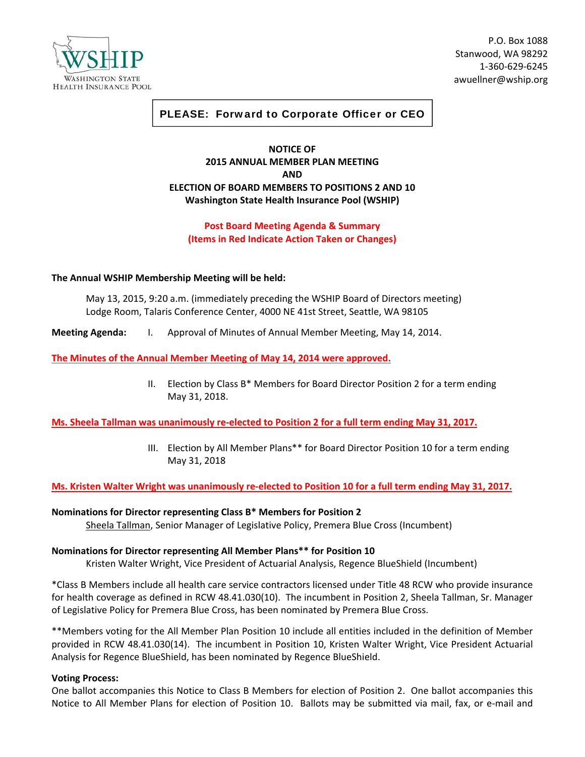WASHINGTON STATE HEALTH INSURANCE POOL

P.O. Box 1088
Stanwood, WA 98292
1-360-629-6245
awuellner@wship.org

**PLEASE: Forward to Corporate Officer or CEO**

**NOTICE OF**
**2015 ANNUAL MEMBER PLAN MEETING**
**AND**
**ELECTION OF BOARD MEMBERS TO POSITIONS 2 AND 10**
**Washington State Health Insurance Pool (WSHIP)**

**Post Board Meeting Agenda & Summary**
**(Items in Red Indicate Action Taken or Changes)**

**The Annual WSHIP Membership Meeting will be held:**

May 13, 2015, 9:20 a.m. (immediately preceding the WSHIP Board of Directors meeting)
Lodge Room, Talaris Conference Center, 4000 NE 41st Street, Seattle, WA 98105

**Meeting Agenda:** I. Approval of Minutes of Annual Member Meeting, May 14, 2014.

**The Minutes of the Annual Member Meeting of May 14, 2014 were approved.**

II. Election by Class B* Members for Board Director Position 2 for a term ending May 31, 2018.

**Ms. Sheela Tallman was unanimously re-elected to Position 2 for a full term ending May 31, 2017.**

III. Election by All Member Plans** for Board Director Position 10 for a term ending May 31, 2018

**Ms. Kristen Walter Wright was unanimously re-elected to Position 10 for a full term ending May 31, 2017.**

**Nominations for Director representing Class B* Members for Position 2**

Sheela Tallman, Senior Manager of Legislative Policy, Premera Blue Cross (Incumbent)

**Nominations for Director representing All Member Plans** for Position 10**

Kristen Walter Wright, Vice President of Actuarial Analysis, Regence BlueShield (Incumbent)

*Class B Members include all health care service contractors licensed under Title 48 RCW who provide insurance for health coverage as defined in RCW 48.41.030(10). The incumbent in Position 2, Sheela Tallman, Sr. Manager of Legislative Policy for Premera Blue Cross, has been nominated by Premera Blue Cross.

**Members voting for the All Member Plan Position 10 include all entities included in the definition of Member provided in RCW 48.41.030(14). The incumbent in Position 10, Kristen Walter Wright, Vice President Actuarial Analysis for Regence BlueShield, has been nominated by Regence BlueShield.

**Voting Process:**

One ballot accompanies this Notice to Class B Members for election of Position 2. One ballot accompanies this Notice to All Member Plans for election of Position 10. Ballots may be submitted via mail, fax, or e-mail and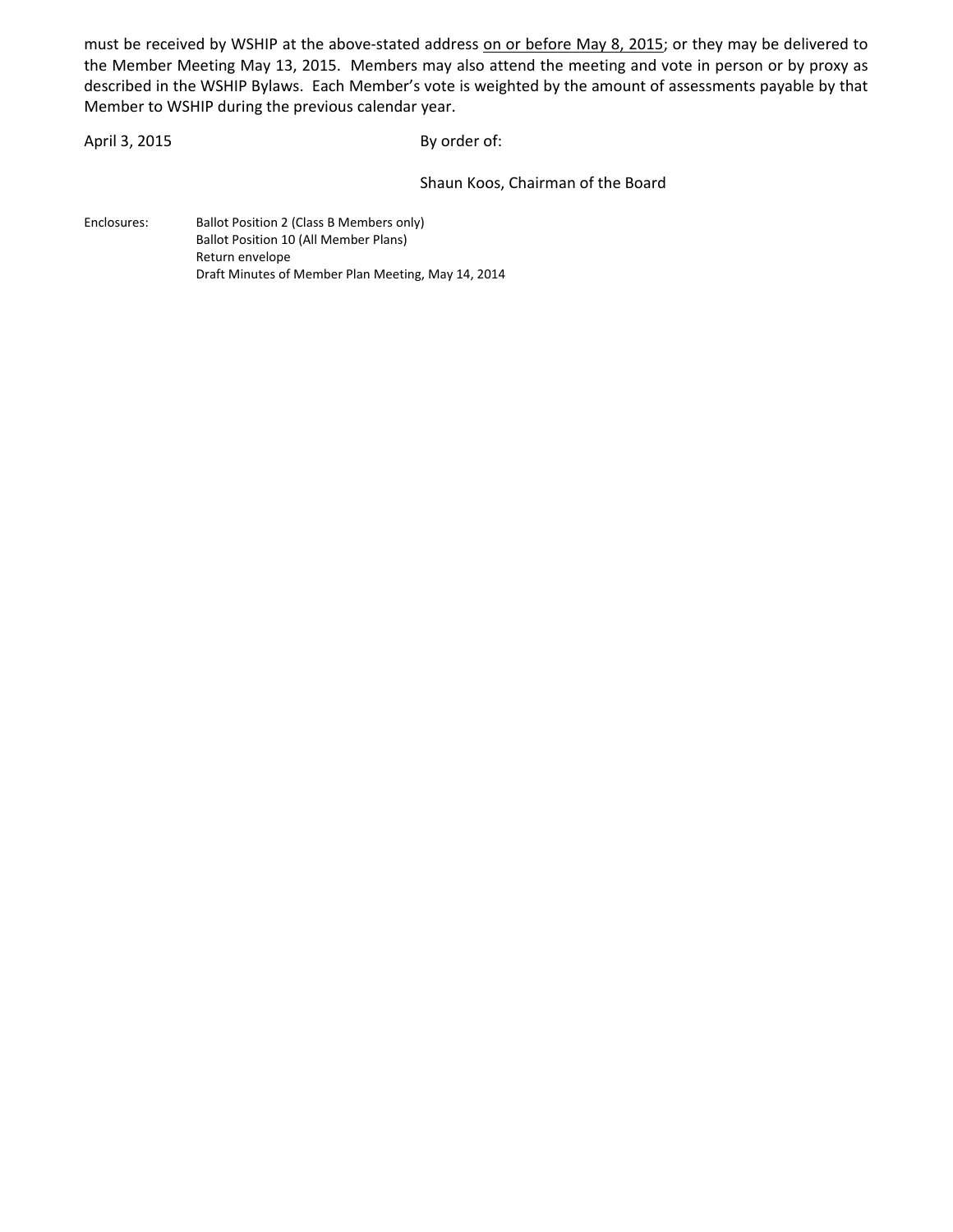must be received by WSHIP at the above-stated address <u>on or before May 8, 2015</u>; or they may be delivered to the Member Meeting May 13, 2015. Members may also attend the meeting and vote in person or by proxy as described in the WSHIP Bylaws. Each Member's vote is weighted by the amount of assessments payable by that Member to WSHIP during the previous calendar year.

April 3, 2015 By order of:

Shaun Koos, Chairman of the Board

Enclosures: Ballot Position 2 (Class B Members only)
Ballot Position 10 (All Member Plans)
Return envelope
Draft Minutes of Member Plan Meeting, May 14, 2014